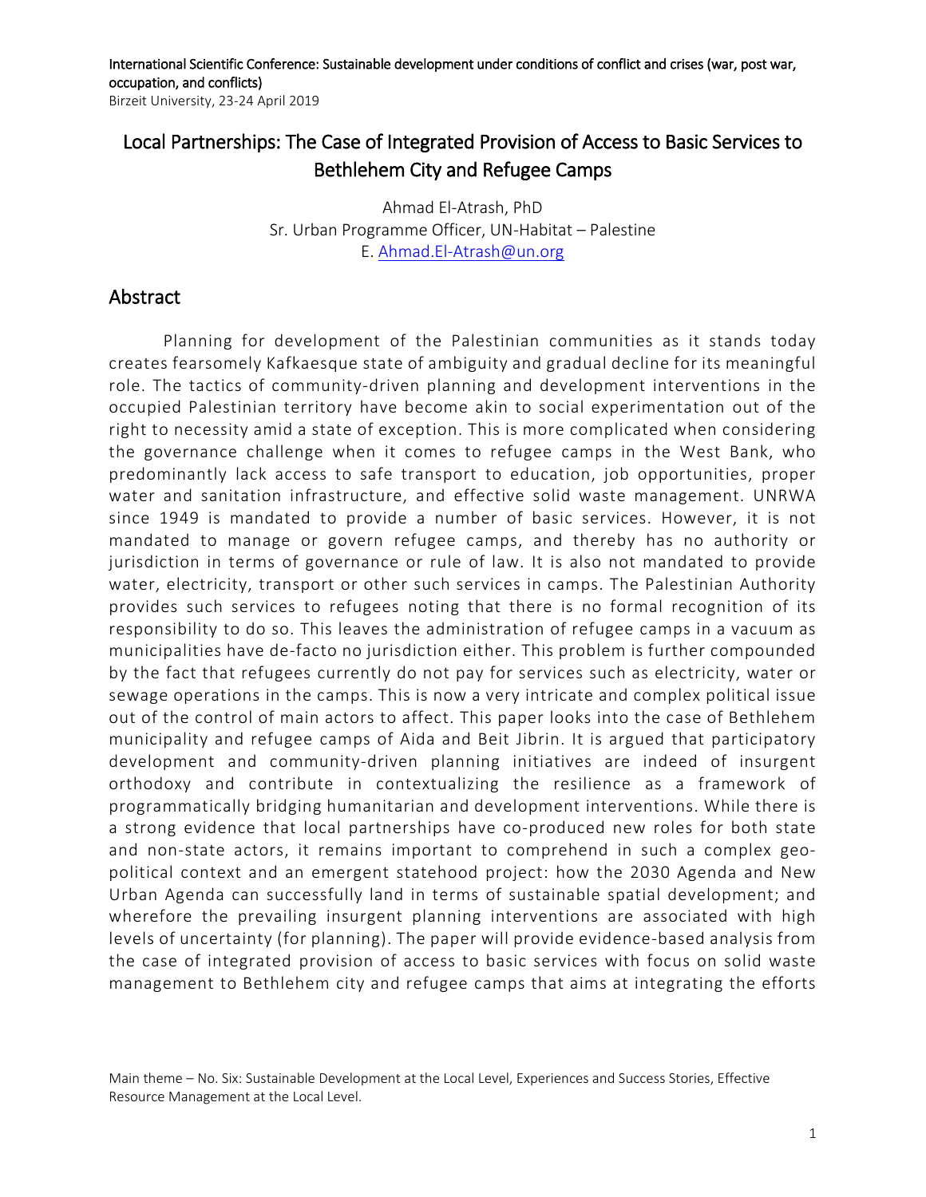International Scientific Conference: Sustainable development under conditions of conflict and crises (war, post war, occupation, and conflicts)
Birzeit University, 23-24 April 2019

# Local Partnerships: The Case of Integrated Provision of Access to Basic Services to Bethlehem City and Refugee Camps

Ahmad El-Atrash, PhD
Sr. Urban Programme Officer, UN-Habitat – Palestine
E. Ahmad.El-Atrash@un.org

## Abstract

Planning for development of the Palestinian communities as it stands today creates fearsomely Kafkaesque state of ambiguity and gradual decline for its meaningful role. The tactics of community-driven planning and development interventions in the occupied Palestinian territory have become akin to social experimentation out of the right to necessity amid a state of exception. This is more complicated when considering the governance challenge when it comes to refugee camps in the West Bank, who predominantly lack access to safe transport to education, job opportunities, proper water and sanitation infrastructure, and effective solid waste management. UNRWA since 1949 is mandated to provide a number of basic services. However, it is not mandated to manage or govern refugee camps, and thereby has no authority or jurisdiction in terms of governance or rule of law. It is also not mandated to provide water, electricity, transport or other such services in camps. The Palestinian Authority provides such services to refugees noting that there is no formal recognition of its responsibility to do so. This leaves the administration of refugee camps in a vacuum as municipalities have de-facto no jurisdiction either. This problem is further compounded by the fact that refugees currently do not pay for services such as electricity, water or sewage operations in the camps. This is now a very intricate and complex political issue out of the control of main actors to affect. This paper looks into the case of Bethlehem municipality and refugee camps of Aida and Beit Jibrin. It is argued that participatory development and community-driven planning initiatives are indeed of insurgent orthodoxy and contribute in contextualizing the resilience as a framework of programmatically bridging humanitarian and development interventions. While there is a strong evidence that local partnerships have co-produced new roles for both state and non-state actors, it remains important to comprehend in such a complex geo-political context and an emergent statehood project: how the 2030 Agenda and New Urban Agenda can successfully land in terms of sustainable spatial development; and wherefore the prevailing insurgent planning interventions are associated with high levels of uncertainty (for planning). The paper will provide evidence-based analysis from the case of integrated provision of access to basic services with focus on solid waste management to Bethlehem city and refugee camps that aims at integrating the efforts

Main theme – No. Six: Sustainable Development at the Local Level, Experiences and Success Stories, Effective Resource Management at the Local Level.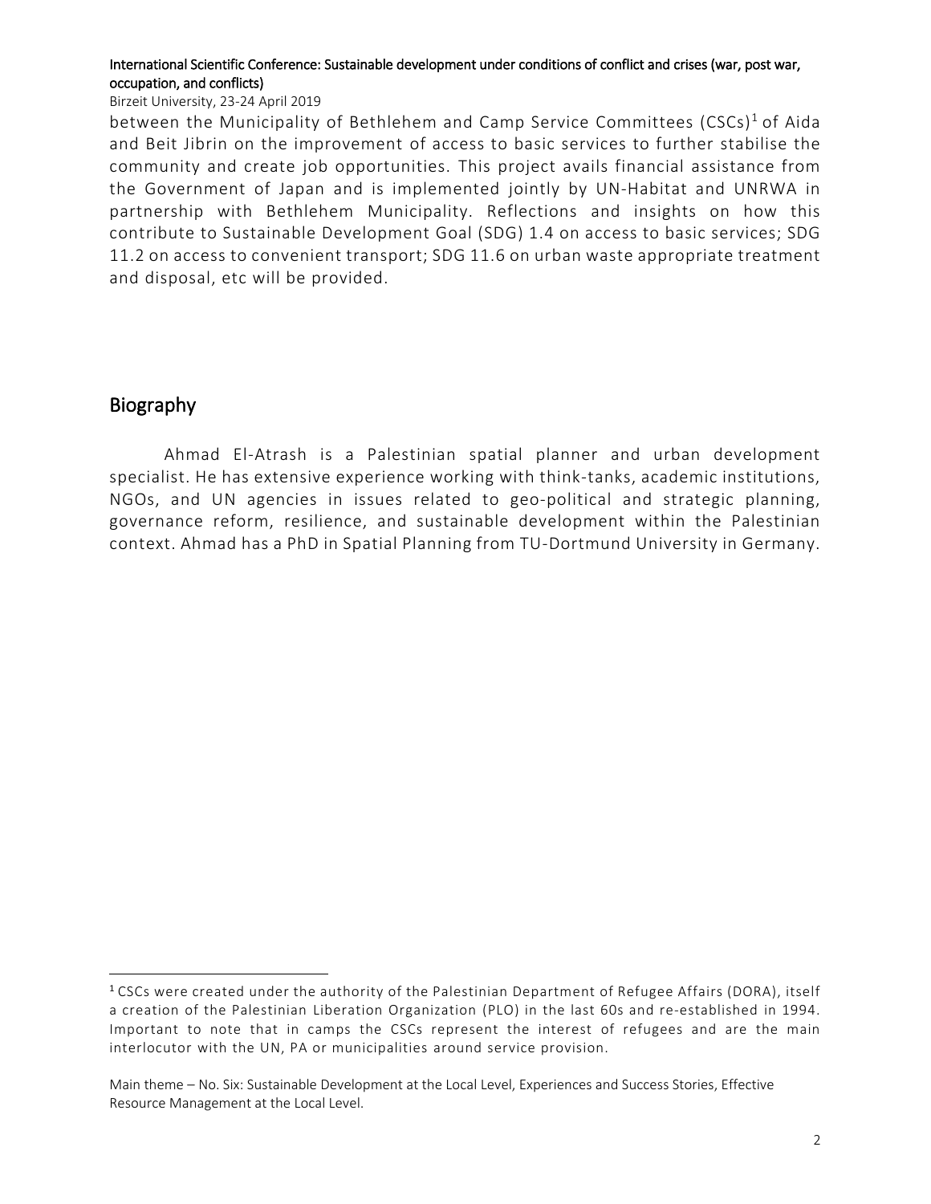between the Municipality of Bethlehem and Camp Service Committees (CSCs)[1] of Aida and Beit Jibrin on the improvement of access to basic services to further stabilise the community and create job opportunities. This project avails financial assistance from the Government of Japan and is implemented jointly by UN-Habitat and UNRWA in partnership with Bethlehem Municipality. Reflections and insights on how this contribute to Sustainable Development Goal (SDG) 1.4 on access to basic services; SDG 11.2 on access to convenient transport; SDG 11.6 on urban waste appropriate treatment and disposal, etc will be provided.

## Biography

Ahmad El-Atrash is a Palestinian spatial planner and urban development specialist. He has extensive experience working with think-tanks, academic institutions, NGOs, and UN agencies in issues related to geo-political and strategic planning, governance reform, resilience, and sustainable development within the Palestinian context. Ahmad has a PhD in Spatial Planning from TU-Dortmund University in Germany.

---

[1] CSCs were created under the authority of the Palestinian Department of Refugee Affairs (DORA), itself a creation of the Palestinian Liberation Organization (PLO) in the last 60s and re-established in 1994. Important to note that in camps the CSCs represent the interest of refugees and are the main interlocutor with the UN, PA or municipalities around service provision.

Main theme – No. Six: Sustainable Development at the Local Level, Experiences and Success Stories, Effective Resource Management at the Local Level.